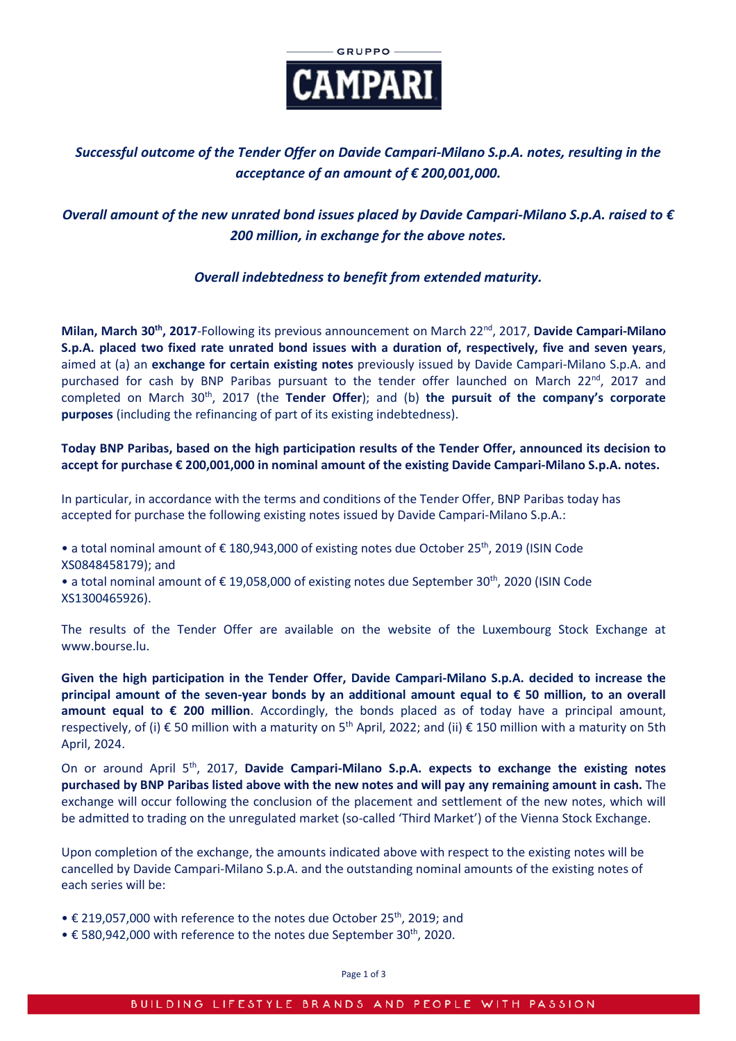GRUPPO

CAMPARI

***Successful outcome of the Tender Offer on Davide Campari-Milano S.p.A. notes, resulting in the acceptance of an amount of € 200,001,000.***

***Overall amount of the new unrated bond issues placed by Davide Campari-Milano S.p.A. raised to € 200 million, in exchange for the above notes.***

***Overall indebtedness to benefit from extended maturity.***

**Milan, March 30th, 2017**-Following its previous announcement on March 22nd, 2017, **Davide Campari-Milano S.p.A. placed two fixed rate unrated bond issues with a duration of, respectively, five and seven years**, aimed at (a) an **exchange for certain existing notes** previously issued by Davide Campari-Milano S.p.A. and purchased for cash by BNP Paribas pursuant to the tender offer launched on March 22nd, 2017 and completed on March 30th, 2017 (the **Tender Offer**); and (b) **the pursuit of the company's corporate purposes** (including the refinancing of part of its existing indebtedness).

**Today BNP Paribas, based on the high participation results of the Tender Offer, announced its decision to accept for purchase € 200,001,000 in nominal amount of the existing Davide Campari-Milano S.p.A. notes.**

In particular, in accordance with the terms and conditions of the Tender Offer, BNP Paribas today has accepted for purchase the following existing notes issued by Davide Campari-Milano S.p.A.:

- a total nominal amount of € 180,943,000 of existing notes due October 25th, 2019 (ISIN Code XS0848458179); and
- a total nominal amount of € 19,058,000 of existing notes due September 30th, 2020 (ISIN Code XS1300465926).

The results of the Tender Offer are available on the website of the Luxembourg Stock Exchange at www.bourse.lu.

**Given the high participation in the Tender Offer, Davide Campari-Milano S.p.A. decided to increase the principal amount of the seven-year bonds by an additional amount equal to € 50 million, to an overall amount equal to € 200 million**. Accordingly, the bonds placed as of today have a principal amount, respectively, of (i) € 50 million with a maturity on 5th April, 2022; and (ii) € 150 million with a maturity on 5th April, 2024.

On or around April 5th, 2017, **Davide Campari-Milano S.p.A. expects to exchange the existing notes purchased by BNP Paribas listed above with the new notes and will pay any remaining amount in cash.** The exchange will occur following the conclusion of the placement and settlement of the new notes, which will be admitted to trading on the unregulated market (so-called 'Third Market') of the Vienna Stock Exchange.

Upon completion of the exchange, the amounts indicated above with respect to the existing notes will be cancelled by Davide Campari-Milano S.p.A. and the outstanding nominal amounts of the existing notes of each series will be:

- € 219,057,000 with reference to the notes due October 25th, 2019; and
- € 580,942,000 with reference to the notes due September 30th, 2020.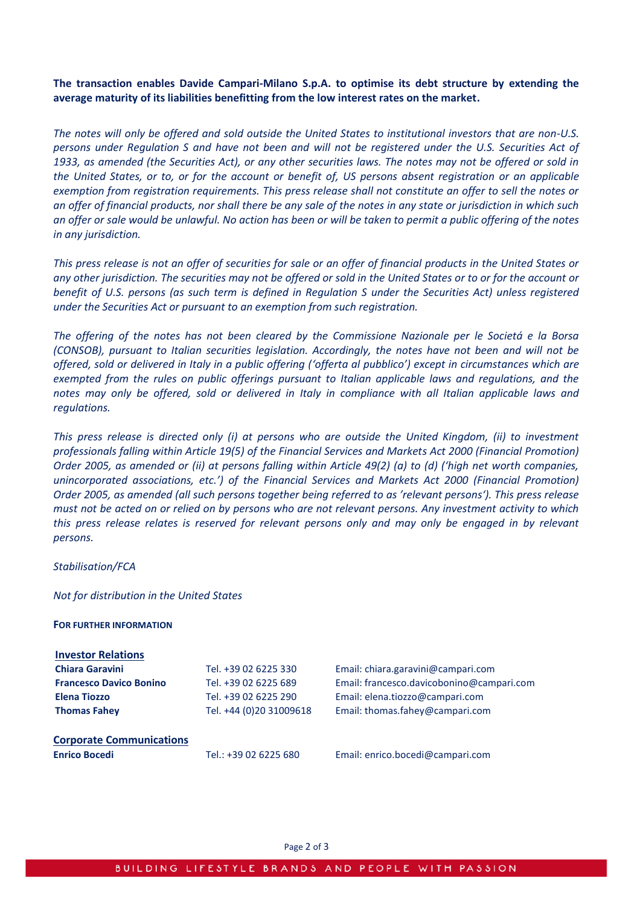**The transaction enables Davide Campari-Milano S.p.A. to optimise its debt structure by extending the average maturity of its liabilities benefitting from the low interest rates on the market.**

*The notes will only be offered and sold outside the United States to institutional investors that are non-U.S. persons under Regulation S and have not been and will not be registered under the U.S. Securities Act of 1933, as amended (the Securities Act), or any other securities laws. The notes may not be offered or sold in the United States, or to, or for the account or benefit of, US persons absent registration or an applicable exemption from registration requirements. This press release shall not constitute an offer to sell the notes or an offer of financial products, nor shall there be any sale of the notes in any state or jurisdiction in which such an offer or sale would be unlawful. No action has been or will be taken to permit a public offering of the notes in any jurisdiction.*

*This press release is not an offer of securities for sale or an offer of financial products in the United States or any other jurisdiction. The securities may not be offered or sold in the United States or to or for the account or benefit of U.S. persons (as such term is defined in Regulation S under the Securities Act) unless registered under the Securities Act or pursuant to an exemption from such registration.*

*The offering of the notes has not been cleared by the Commissione Nazionale per le Societá e la Borsa (CONSOB), pursuant to Italian securities legislation. Accordingly, the notes have not been and will not be offered, sold or delivered in Italy in a public offering ('offerta al pubblico') except in circumstances which are exempted from the rules on public offerings pursuant to Italian applicable laws and regulations, and the notes may only be offered, sold or delivered in Italy in compliance with all Italian applicable laws and regulations.*

*This press release is directed only (i) at persons who are outside the United Kingdom, (ii) to investment professionals falling within Article 19(5) of the Financial Services and Markets Act 2000 (Financial Promotion) Order 2005, as amended or (ii) at persons falling within Article 49(2) (a) to (d) ('high net worth companies, unincorporated associations, etc.') of the Financial Services and Markets Act 2000 (Financial Promotion) Order 2005, as amended (all such persons together being referred to as 'relevant persons'). This press release must not be acted on or relied on by persons who are not relevant persons. Any investment activity to which this press release relates is reserved for relevant persons only and may only be engaged in by relevant persons.*

*Stabilisation/FCA*

*Not for distribution in the United States*

**FOR FURTHER INFORMATION**

| **Investor Relations** | | |
|---|---|---|
| **Chiara Garavini** | Tel. +39 02 6225 330 | Email: chiara.garavini@campari.com |
| **Francesco Davico Bonino** | Tel. +39 02 6225 689 | Email: francesco.davicobonino@campari.com |
| **Elena Tiozzo** | Tel. +39 02 6225 290 | Email: elena.tiozzo@campari.com |
| **Thomas Fahey** | Tel. +44 (0)20 31009618 | Email: thomas.fahey@campari.com |

| **Corporate Communications** | | |
|---|---|---|
| **Enrico Bocedi** | Tel.: +39 02 6225 680 | Email: enrico.bocedi@campari.com |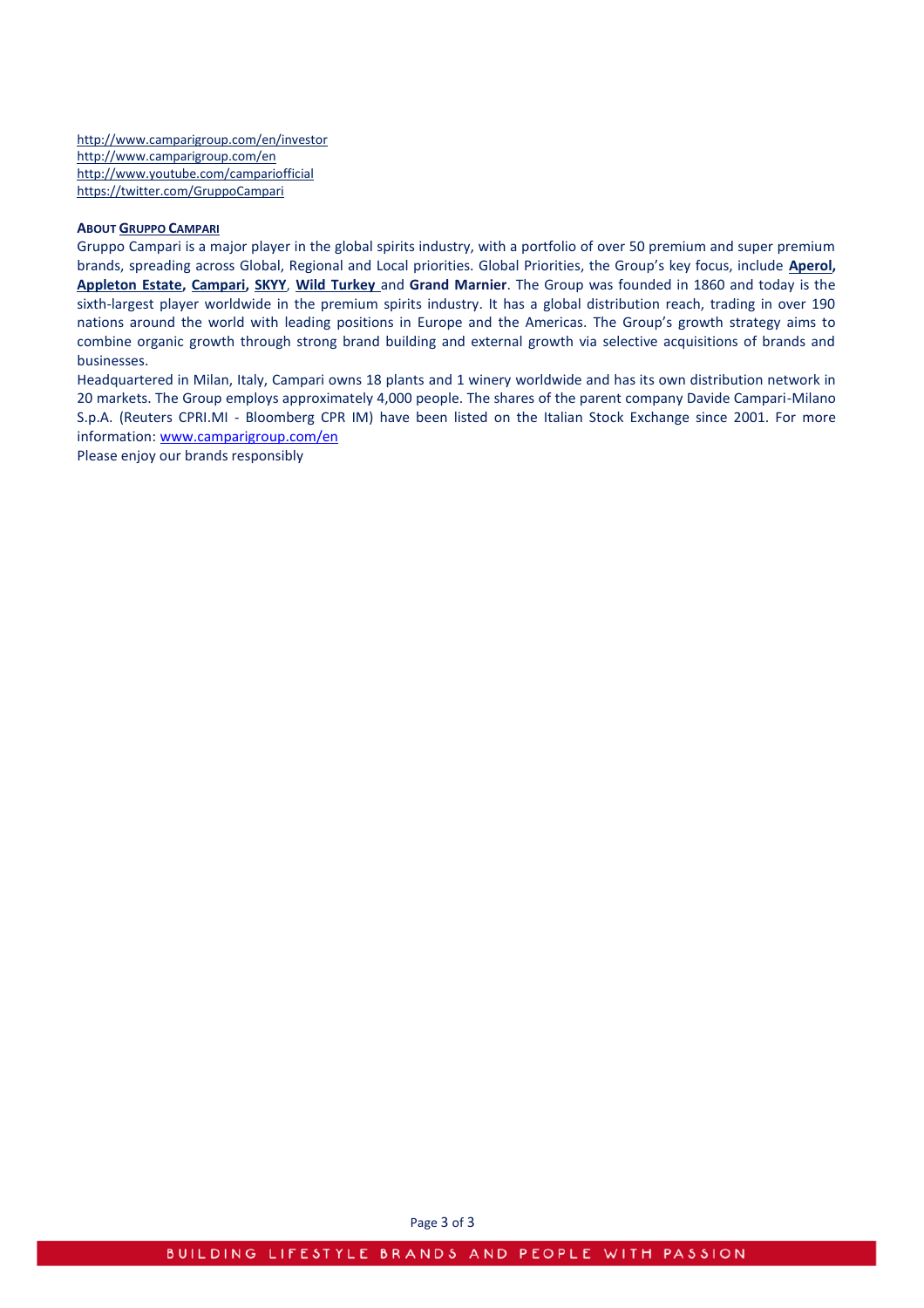http://www.camparigroup.com/en/investor
http://www.camparigroup.com/en
http://www.youtube.com/campariofficial
https://twitter.com/GruppoCampari

**ABOUT GRUPPO CAMPARI**

Gruppo Campari is a major player in the global spirits industry, with a portfolio of over 50 premium and super premium brands, spreading across Global, Regional and Local priorities. Global Priorities, the Group's key focus, include **Aperol, Appleton Estate, Campari, SKYY, Wild Turkey** and **Grand Marnier**. The Group was founded in 1860 and today is the sixth-largest player worldwide in the premium spirits industry. It has a global distribution reach, trading in over 190 nations around the world with leading positions in Europe and the Americas. The Group's growth strategy aims to combine organic growth through strong brand building and external growth via selective acquisitions of brands and businesses.

Headquartered in Milan, Italy, Campari owns 18 plants and 1 winery worldwide and has its own distribution network in 20 markets. The Group employs approximately 4,000 people. The shares of the parent company Davide Campari-Milano S.p.A. (Reuters CPRI.MI - Bloomberg CPR IM) have been listed on the Italian Stock Exchange since 2001. For more information: www.camparigroup.com/en

Please enjoy our brands responsibly